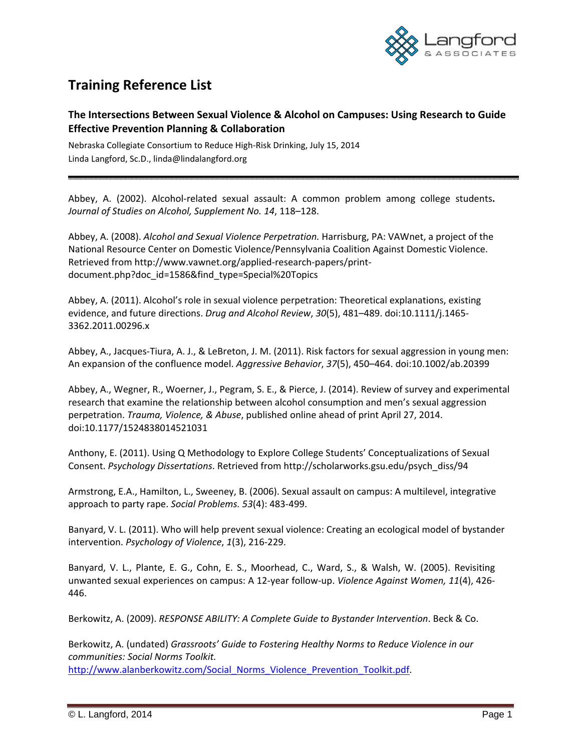# Training Reference List

## The Intersections Between Sexual Violence & Alcohol on Campuses: Using Research to Guide Effective Prevention Planning & Collaboration

Nebraska Collegiate Consortium to Reduce High-Risk Drinking, July 15, 2014
Linda Langford, Sc.D., linda@lindalangford.org

---

Abbey, A. (2002). Alcohol-related sexual assault: A common problem among college students**.** *Journal of Studies on Alcohol, Supplement No. 14*, 118–128.

Abbey, A. (2008). *Alcohol and Sexual Violence Perpetration.* Harrisburg, PA: VAWnet, a project of the National Resource Center on Domestic Violence/Pennsylvania Coalition Against Domestic Violence. Retrieved from http://www.vawnet.org/applied-research-papers/print-document.php?doc_id=1586&find_type=Special%20Topics

Abbey, A. (2011). Alcohol's role in sexual violence perpetration: Theoretical explanations, existing evidence, and future directions. *Drug and Alcohol Review*, *30*(5), 481–489. doi:10.1111/j.1465-3362.2011.00296.x

Abbey, A., Jacques-Tiura, A. J., & LeBreton, J. M. (2011). Risk factors for sexual aggression in young men: An expansion of the confluence model. *Aggressive Behavior*, *37*(5), 450–464. doi:10.1002/ab.20399

Abbey, A., Wegner, R., Woerner, J., Pegram, S. E., & Pierce, J. (2014). Review of survey and experimental research that examine the relationship between alcohol consumption and men's sexual aggression perpetration. *Trauma, Violence, & Abuse*, published online ahead of print April 27, 2014. doi:10.1177/1524838014521031

Anthony, E. (2011). Using Q Methodology to Explore College Students' Conceptualizations of Sexual Consent. *Psychology Dissertations*. Retrieved from http://scholarworks.gsu.edu/psych_diss/94

Armstrong, E.A., Hamilton, L., Sweeney, B. (2006). Sexual assault on campus: A multilevel, integrative approach to party rape. *Social Problems. 53*(4): 483-499.

Banyard, V. L. (2011). Who will help prevent sexual violence: Creating an ecological model of bystander intervention. *Psychology of Violence*, *1*(3), 216-229.

Banyard, V. L., Plante, E. G., Cohn, E. S., Moorhead, C., Ward, S., & Walsh, W. (2005). Revisiting unwanted sexual experiences on campus: A 12-year follow-up. *Violence Against Women, 11*(4), 426-446.

Berkowitz, A. (2009). *RESPONSE ABILITY: A Complete Guide to Bystander Intervention*. Beck & Co.

Berkowitz, A. (undated) *Grassroots' Guide to Fostering Healthy Norms to Reduce Violence in our communities: Social Norms Toolkit.* http://www.alanberkowitz.com/Social_Norms_Violence_Prevention_Toolkit.pdf.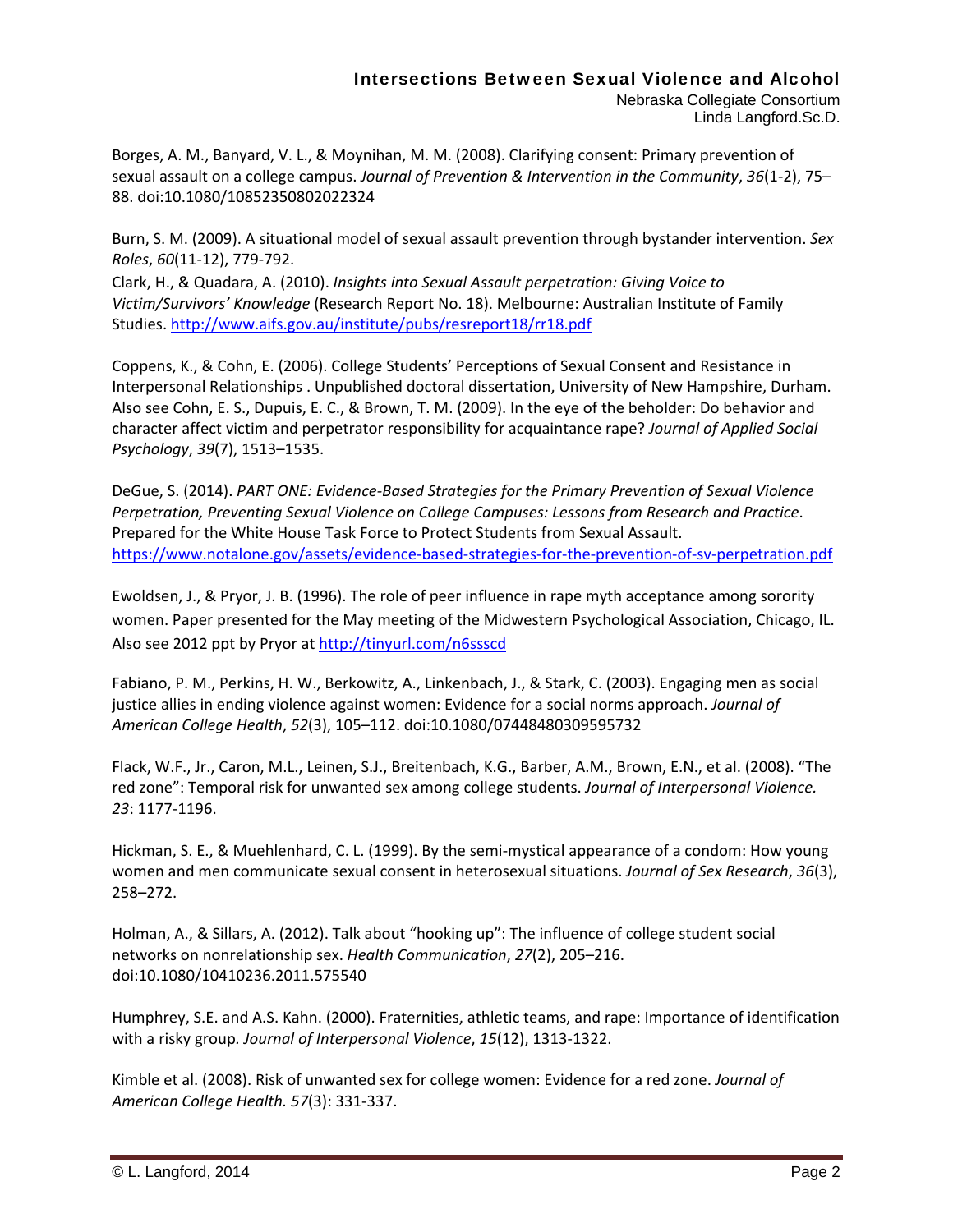Borges, A. M., Banyard, V. L., & Moynihan, M. M. (2008). Clarifying consent: Primary prevention of sexual assault on a college campus. *Journal of Prevention & Intervention in the Community*, *36*(1-2), 75–88. doi:10.1080/10852350802022324

Burn, S. M. (2009). A situational model of sexual assault prevention through bystander intervention. *Sex Roles*, *60*(11-12), 779-792.

Clark, H., & Quadara, A. (2010). *Insights into Sexual Assault perpetration: Giving Voice to Victim/Survivors' Knowledge* (Research Report No. 18). Melbourne: Australian Institute of Family Studies. http://www.aifs.gov.au/institute/pubs/resreport18/rr18.pdf

Coppens, K., & Cohn, E. (2006). College Students' Perceptions of Sexual Consent and Resistance in Interpersonal Relationships . Unpublished doctoral dissertation, University of New Hampshire, Durham. Also see Cohn, E. S., Dupuis, E. C., & Brown, T. M. (2009). In the eye of the beholder: Do behavior and character affect victim and perpetrator responsibility for acquaintance rape? *Journal of Applied Social Psychology*, *39*(7), 1513–1535.

DeGue, S. (2014). *PART ONE: Evidence-Based Strategies for the Primary Prevention of Sexual Violence Perpetration, Preventing Sexual Violence on College Campuses: Lessons from Research and Practice*. Prepared for the White House Task Force to Protect Students from Sexual Assault. https://www.notalone.gov/assets/evidence-based-strategies-for-the-prevention-of-sv-perpetration.pdf

Ewoldsen, J., & Pryor, J. B. (1996). The role of peer influence in rape myth acceptance among sorority women. Paper presented for the May meeting of the Midwestern Psychological Association, Chicago, IL. Also see 2012 ppt by Pryor at http://tinyurl.com/n6ssscd

Fabiano, P. M., Perkins, H. W., Berkowitz, A., Linkenbach, J., & Stark, C. (2003). Engaging men as social justice allies in ending violence against women: Evidence for a social norms approach. *Journal of American College Health*, *52*(3), 105–112. doi:10.1080/07448480309595732

Flack, W.F., Jr., Caron, M.L., Leinen, S.J., Breitenbach, K.G., Barber, A.M., Brown, E.N., et al. (2008). "The red zone": Temporal risk for unwanted sex among college students. *Journal of Interpersonal Violence. 23*: 1177-1196.

Hickman, S. E., & Muehlenhard, C. L. (1999). By the semi-mystical appearance of a condom: How young women and men communicate sexual consent in heterosexual situations. *Journal of Sex Research*, *36*(3), 258–272.

Holman, A., & Sillars, A. (2012). Talk about "hooking up": The influence of college student social networks on nonrelationship sex. *Health Communication*, *27*(2), 205–216. doi:10.1080/10410236.2011.575540

Humphrey, S.E. and A.S. Kahn. (2000). Fraternities, athletic teams, and rape: Importance of identification with a risky group. *Journal of Interpersonal Violence*, *15*(12), 1313-1322.

Kimble et al. (2008). Risk of unwanted sex for college women: Evidence for a red zone. *Journal of American College Health. 57*(3): 331-337.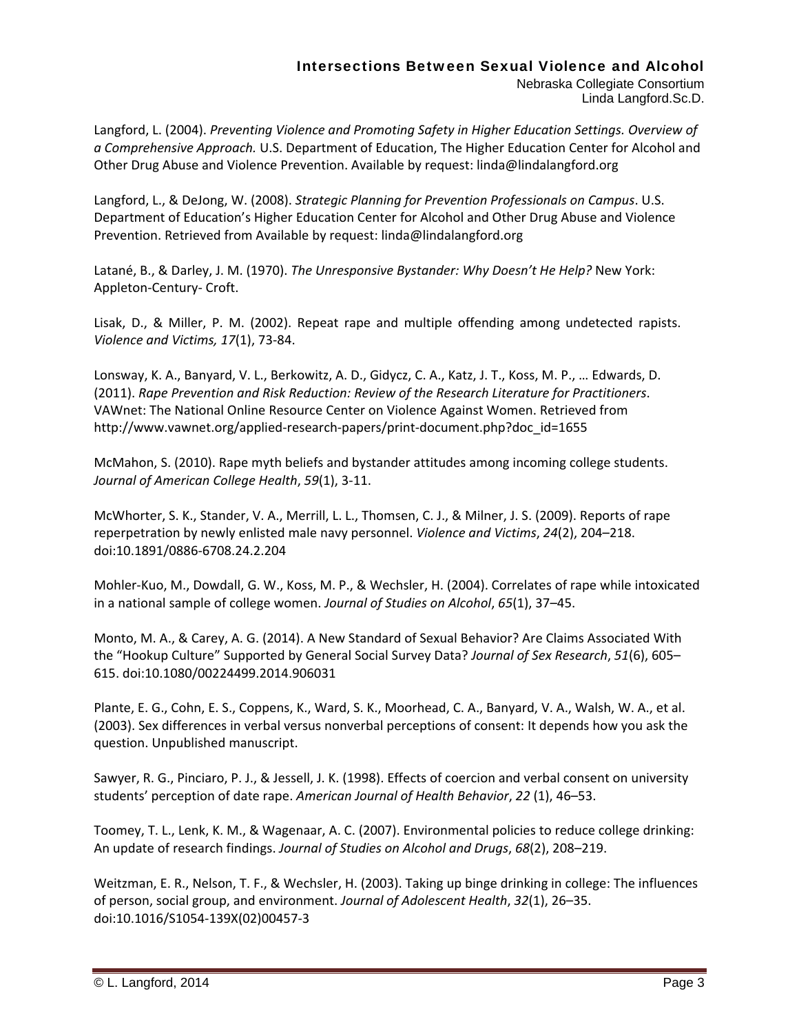Langford, L. (2004). *Preventing Violence and Promoting Safety in Higher Education Settings. Overview of a Comprehensive Approach.* U.S. Department of Education, The Higher Education Center for Alcohol and Other Drug Abuse and Violence Prevention. Available by request: linda@lindalangford.org

Langford, L., & DeJong, W. (2008). *Strategic Planning for Prevention Professionals on Campus*. U.S. Department of Education's Higher Education Center for Alcohol and Other Drug Abuse and Violence Prevention. Retrieved from Available by request: linda@lindalangford.org

Latané, B., & Darley, J. M. (1970). *The Unresponsive Bystander: Why Doesn't He Help?* New York: Appleton-Century- Croft.

Lisak, D., & Miller, P. M. (2002). Repeat rape and multiple offending among undetected rapists. *Violence and Victims, 17*(1), 73-84.

Lonsway, K. A., Banyard, V. L., Berkowitz, A. D., Gidycz, C. A., Katz, J. T., Koss, M. P., … Edwards, D. (2011). *Rape Prevention and Risk Reduction: Review of the Research Literature for Practitioners*. VAWnet: The National Online Resource Center on Violence Against Women. Retrieved from http://www.vawnet.org/applied-research-papers/print-document.php?doc_id=1655

McMahon, S. (2010). Rape myth beliefs and bystander attitudes among incoming college students. *Journal of American College Health*, *59*(1), 3-11.

McWhorter, S. K., Stander, V. A., Merrill, L. L., Thomsen, C. J., & Milner, J. S. (2009). Reports of rape reperpetration by newly enlisted male navy personnel. *Violence and Victims*, *24*(2), 204–218. doi:10.1891/0886-6708.24.2.204

Mohler-Kuo, M., Dowdall, G. W., Koss, M. P., & Wechsler, H. (2004). Correlates of rape while intoxicated in a national sample of college women. *Journal of Studies on Alcohol*, *65*(1), 37–45.

Monto, M. A., & Carey, A. G. (2014). A New Standard of Sexual Behavior? Are Claims Associated With the "Hookup Culture" Supported by General Social Survey Data? *Journal of Sex Research*, *51*(6), 605–615. doi:10.1080/00224499.2014.906031

Plante, E. G., Cohn, E. S., Coppens, K., Ward, S. K., Moorhead, C. A., Banyard, V. A., Walsh, W. A., et al. (2003). Sex differences in verbal versus nonverbal perceptions of consent: It depends how you ask the question. Unpublished manuscript.

Sawyer, R. G., Pinciaro, P. J., & Jessell, J. K. (1998). Effects of coercion and verbal consent on university students' perception of date rape. *American Journal of Health Behavior*, *22* (1), 46–53.

Toomey, T. L., Lenk, K. M., & Wagenaar, A. C. (2007). Environmental policies to reduce college drinking: An update of research findings. *Journal of Studies on Alcohol and Drugs*, *68*(2), 208–219.

Weitzman, E. R., Nelson, T. F., & Wechsler, H. (2003). Taking up binge drinking in college: The influences of person, social group, and environment. *Journal of Adolescent Health*, *32*(1), 26–35. doi:10.1016/S1054-139X(02)00457-3